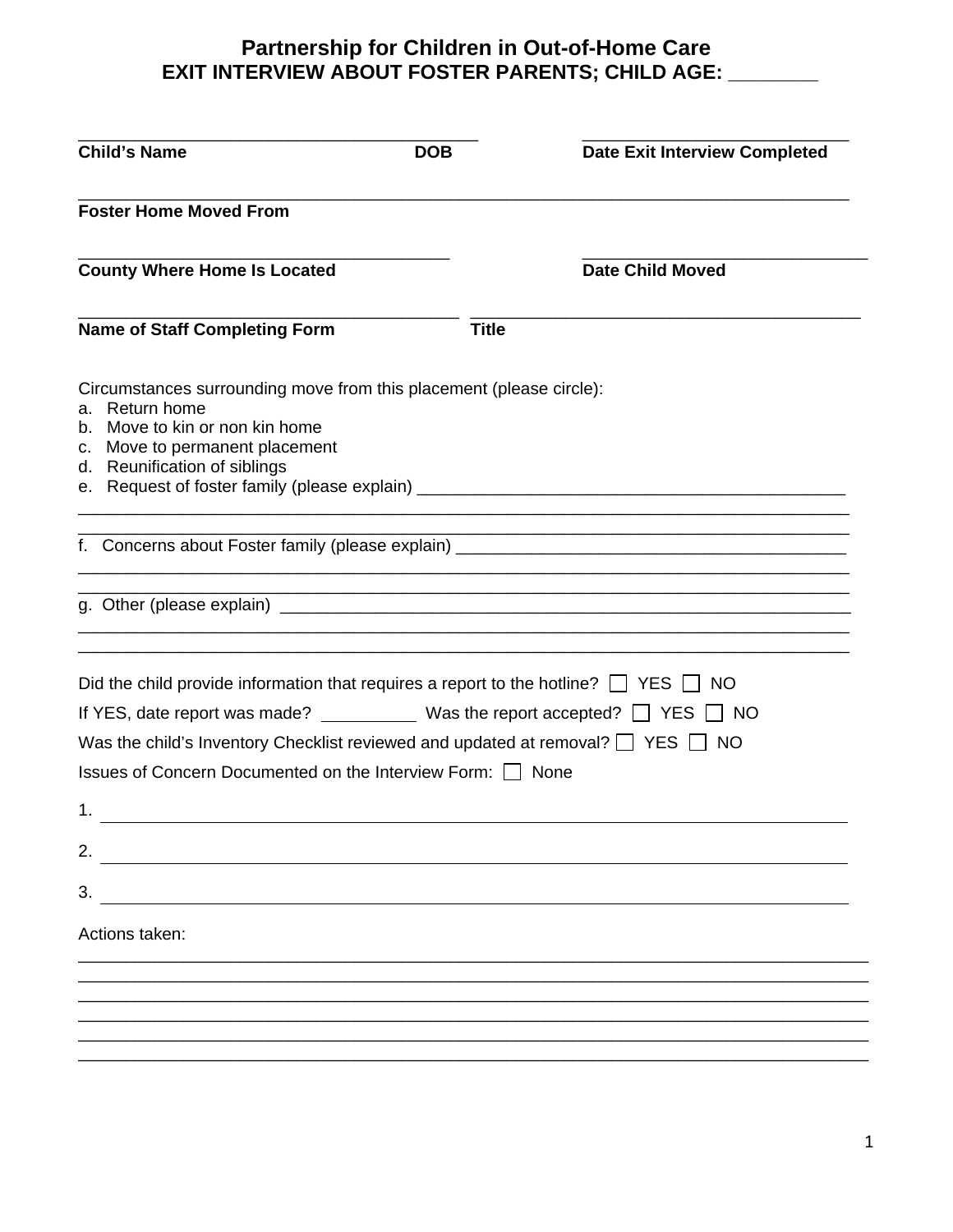# Partnership for Children in Out-of-Home Care
## EXIT INTERVIEW ABOUT FOSTER PARENTS; CHILD AGE: ________

________________________________________ ___________________________

**Child's Name** **DOB** **Date Exit Interview Completed**

______________________________________________________________________________

**Foster Home Moved From**

_____________________________________ ____________________________

**County Where Home Is Located** **Date Child Moved**

______________________________________ _______________________________________

**Name of Staff Completing Form** **Title**

Circumstances surrounding move from this placement (please circle):

a. Return home
b. Move to kin or non kin home
c. Move to permanent placement
d. Reunification of siblings
e. Request of foster family (please explain) _____________________________________________
______________________________________________________________________________
______________________________________________________________________________
f. Concerns about Foster family (please explain) _________________________________________
______________________________________________________________________________
______________________________________________________________________________
g. Other (please explain) ______________________________________________________________
______________________________________________________________________________
______________________________________________________________________________

Did the child provide information that requires a report to the hotline? ☐ YES ☐ NO

If YES, date report was made? __________ Was the report accepted? ☐ YES ☐ NO

Was the child's Inventory Checklist reviewed and updated at removal? ☐ YES ☐ NO

Issues of Concern Documented on the Interview Form: ☐ None

1. ______________________________________________________________________________

2. ______________________________________________________________________________

3. ______________________________________________________________________________

Actions taken:

______________________________________________________________________________
______________________________________________________________________________
______________________________________________________________________________
______________________________________________________________________________
______________________________________________________________________________
______________________________________________________________________________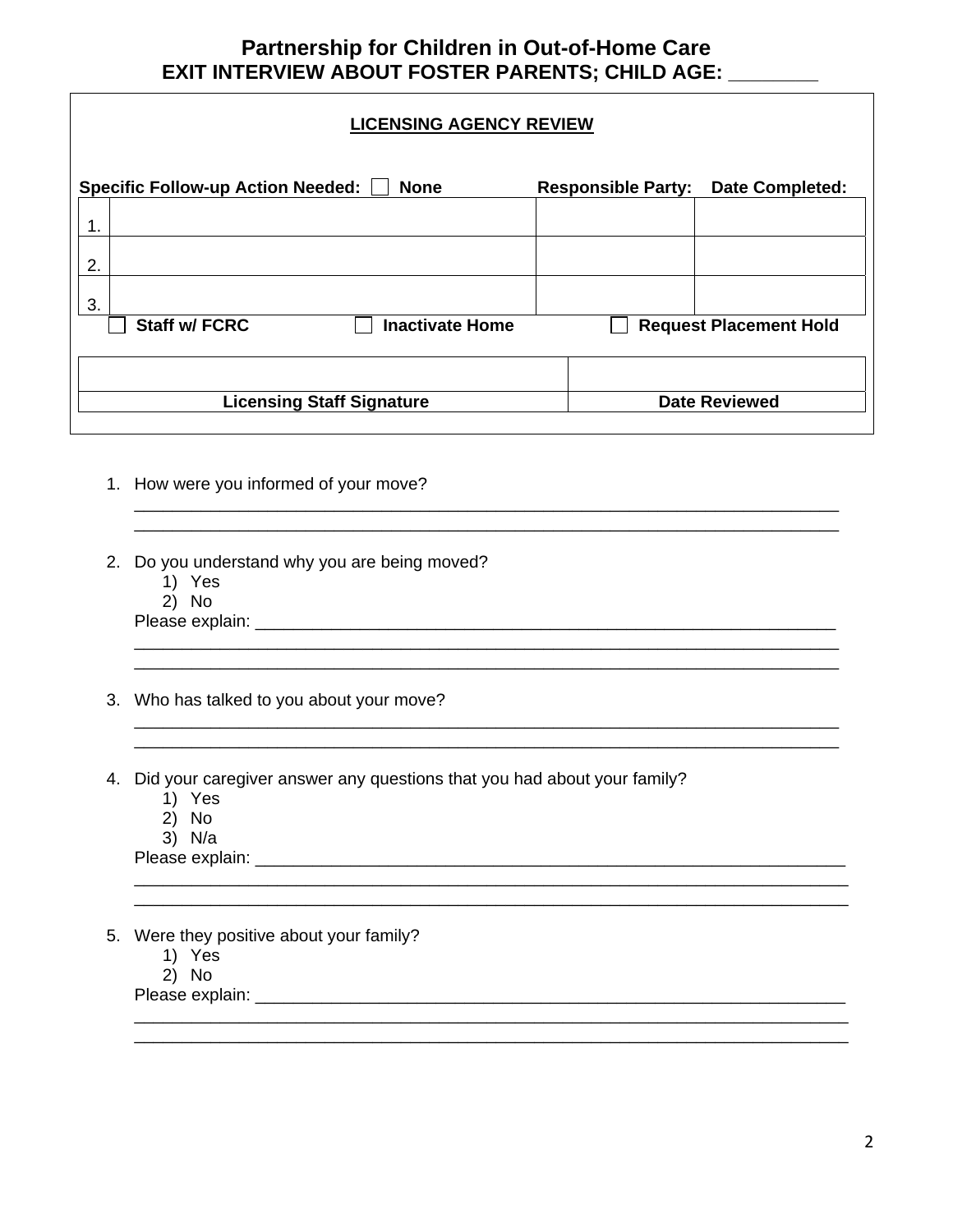# Partnership for Children in Out-of-Home Care
## EXIT INTERVIEW ABOUT FOSTER PARENTS; CHILD AGE: ________

**LICENSING AGENCY REVIEW**

| **Specific Follow-up Action Needed:** ☐ **None** | **Responsible Party:** | **Date Completed:** |
|---|---|---|
| 1. | | |
| 2. | | |
| 3. | | |

☐ **Staff w/ FCRC** ☐ **Inactivate Home** ☐ **Request Placement Hold**

| | |
|---|---|
| **Licensing Staff Signature** | **Date Reviewed** |

1. How were you informed of your move?
   ______________________________________________________________________________
   ______________________________________________________________________________

2. Do you understand why you are being moved?
   1) Yes
   2) No

   Please explain: ________________________________________________________________
   ______________________________________________________________________________
   ______________________________________________________________________________

3. Who has talked to you about your move?
   ______________________________________________________________________________
   ______________________________________________________________________________

4. Did your caregiver answer any questions that you had about your family?
   1) Yes
   2) No
   3) N/a

   Please explain: ________________________________________________________________
   ______________________________________________________________________________
   ______________________________________________________________________________

5. Were they positive about your family?
   1) Yes
   2) No

   Please explain: ________________________________________________________________
   ______________________________________________________________________________
   ______________________________________________________________________________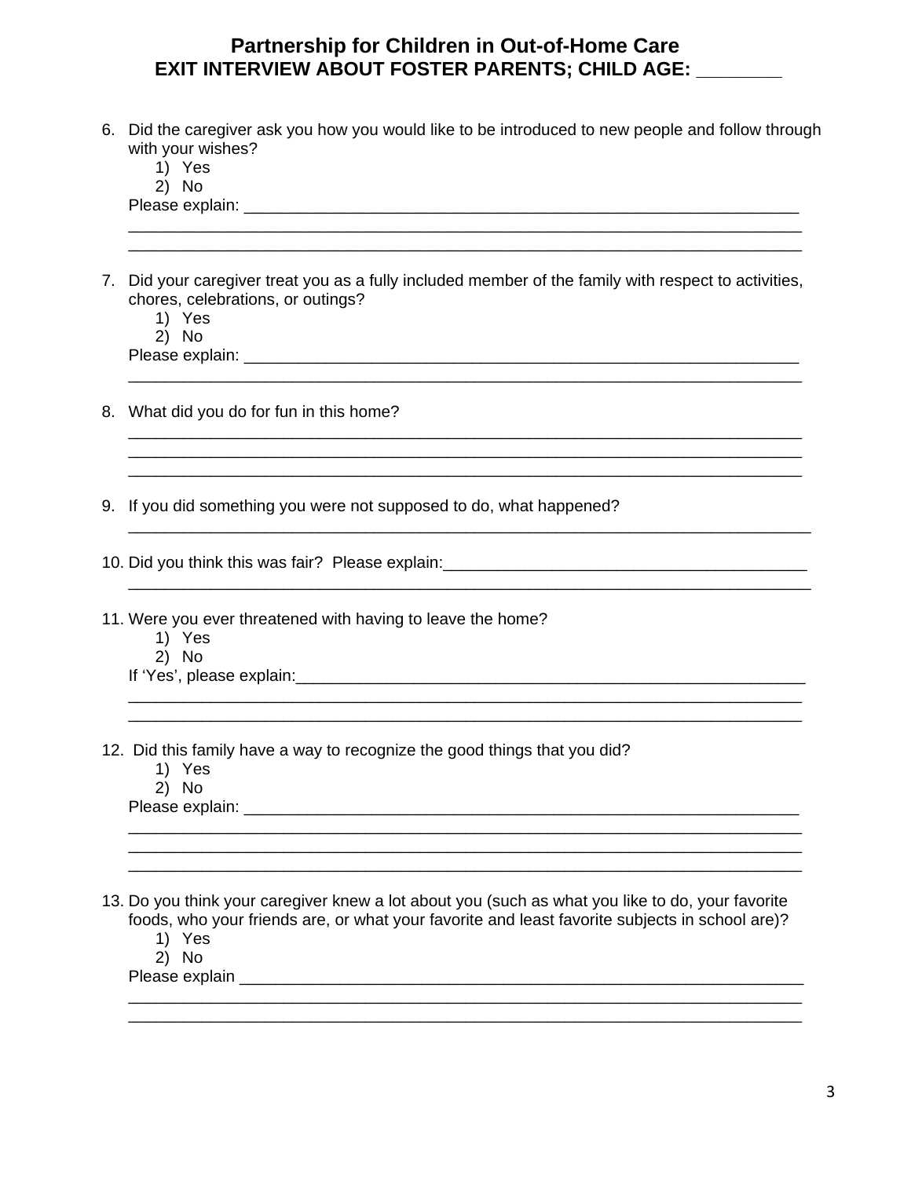# Partnership for Children in Out-of-Home Care

## EXIT INTERVIEW ABOUT FOSTER PARENTS; CHILD AGE: ________

6. Did the caregiver ask you how you would like to be introduced to new people and follow through with your wishes?
   1) Yes
   2) No

   Please explain: ____________________________________________________________
   ______________________________________________________________________________
   ______________________________________________________________________________

7. Did your caregiver treat you as a fully included member of the family with respect to activities, chores, celebrations, or outings?
   1) Yes
   2) No

   Please explain: ____________________________________________________________
   ______________________________________________________________________________

8. What did you do for fun in this home?
   ______________________________________________________________________________
   ______________________________________________________________________________
   ______________________________________________________________________________

9. If you did something you were not supposed to do, what happened?
   ______________________________________________________________________________

10. Did you think this was fair? Please explain:________________________________________
    ______________________________________________________________________________

11. Were you ever threatened with having to leave the home?
    1) Yes
    2) No

    If 'Yes', please explain:____________________________________________________
    ______________________________________________________________________________
    ______________________________________________________________________________

12. Did this family have a way to recognize the good things that you did?
    1) Yes
    2) No

    Please explain: ____________________________________________________________
    ______________________________________________________________________________
    ______________________________________________________________________________
    ______________________________________________________________________________

13. Do you think your caregiver knew a lot about you (such as what you like to do, your favorite foods, who your friends are, or what your favorite and least favorite subjects in school are)?
    1) Yes
    2) No

    Please explain ____________________________________________________________
    ______________________________________________________________________________
    ______________________________________________________________________________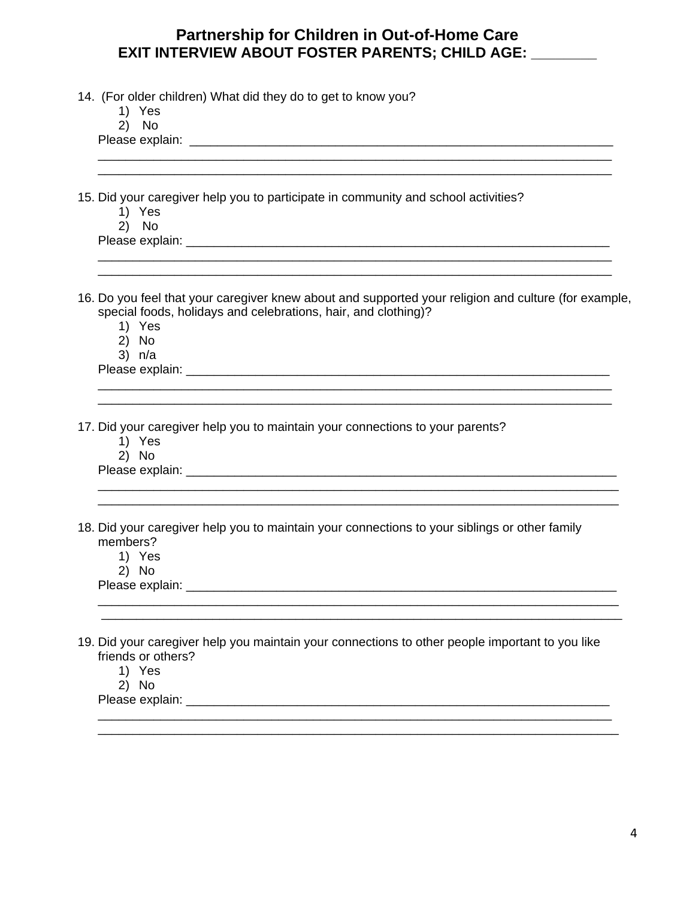## Partnership for Children in Out-of-Home Care
## EXIT INTERVIEW ABOUT FOSTER PARENTS; CHILD AGE: ________

14. (For older children) What did they do to get to know you?
    1) Yes
    2) No

    Please explain: ____________________________________________________________
    ________________________________________________________________________
    ________________________________________________________________________

15. Did your caregiver help you to participate in community and school activities?
    1) Yes
    2) No

    Please explain: ____________________________________________________________
    ________________________________________________________________________
    ________________________________________________________________________

16. Do you feel that your caregiver knew about and supported your religion and culture (for example, special foods, holidays and celebrations, hair, and clothing)?
    1) Yes
    2) No
    3) n/a

    Please explain: ____________________________________________________________
    ________________________________________________________________________
    ________________________________________________________________________

17. Did your caregiver help you to maintain your connections to your parents?
    1) Yes
    2) No

    Please explain: ____________________________________________________________
    ________________________________________________________________________
    ________________________________________________________________________

18. Did your caregiver help you to maintain your connections to your siblings or other family members?
    1) Yes
    2) No

    Please explain: ____________________________________________________________
    ________________________________________________________________________
    ________________________________________________________________________

19. Did your caregiver help you maintain your connections to other people important to you like friends or others?
    1) Yes
    2) No

    Please explain: ____________________________________________________________
    ________________________________________________________________________
    ________________________________________________________________________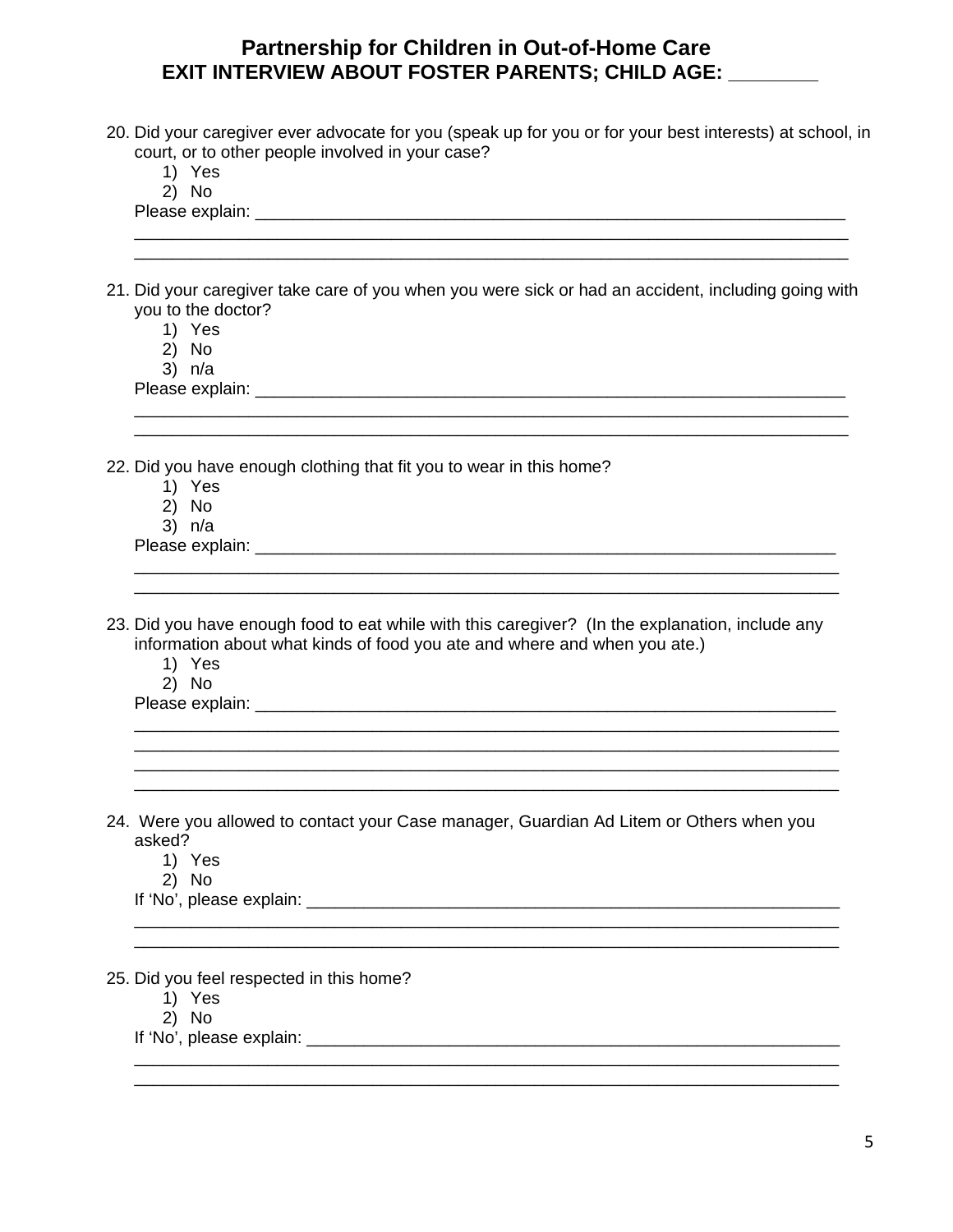# Partnership for Children in Out-of-Home Care
## EXIT INTERVIEW ABOUT FOSTER PARENTS; CHILD AGE: ________

20. Did your caregiver ever advocate for you (speak up for you or for your best interests) at school, in court, or to other people involved in your case?
    1) Yes
    2) No

    Please explain: ___________________________________________________________________
    ___________________________________________________________________________________
    ___________________________________________________________________________________

21. Did your caregiver take care of you when you were sick or had an accident, including going with you to the doctor?
    1) Yes
    2) No
    3) n/a

    Please explain: ___________________________________________________________________
    ___________________________________________________________________________________
    ___________________________________________________________________________________

22. Did you have enough clothing that fit you to wear in this home?
    1) Yes
    2) No
    3) n/a

    Please explain: ___________________________________________________________________
    ___________________________________________________________________________________
    ___________________________________________________________________________________

23. Did you have enough food to eat while with this caregiver? (In the explanation, include any information about what kinds of food you ate and where and when you ate.)
    1) Yes
    2) No

    Please explain: ___________________________________________________________________
    ___________________________________________________________________________________
    ___________________________________________________________________________________
    ___________________________________________________________________________________
    ___________________________________________________________________________________

24. Were you allowed to contact your Case manager, Guardian Ad Litem or Others when you asked?
    1) Yes
    2) No

    If 'No', please explain: ___________________________________________________________
    ___________________________________________________________________________________
    ___________________________________________________________________________________

25. Did you feel respected in this home?
    1) Yes
    2) No

    If 'No', please explain: ___________________________________________________________
    ___________________________________________________________________________________
    ___________________________________________________________________________________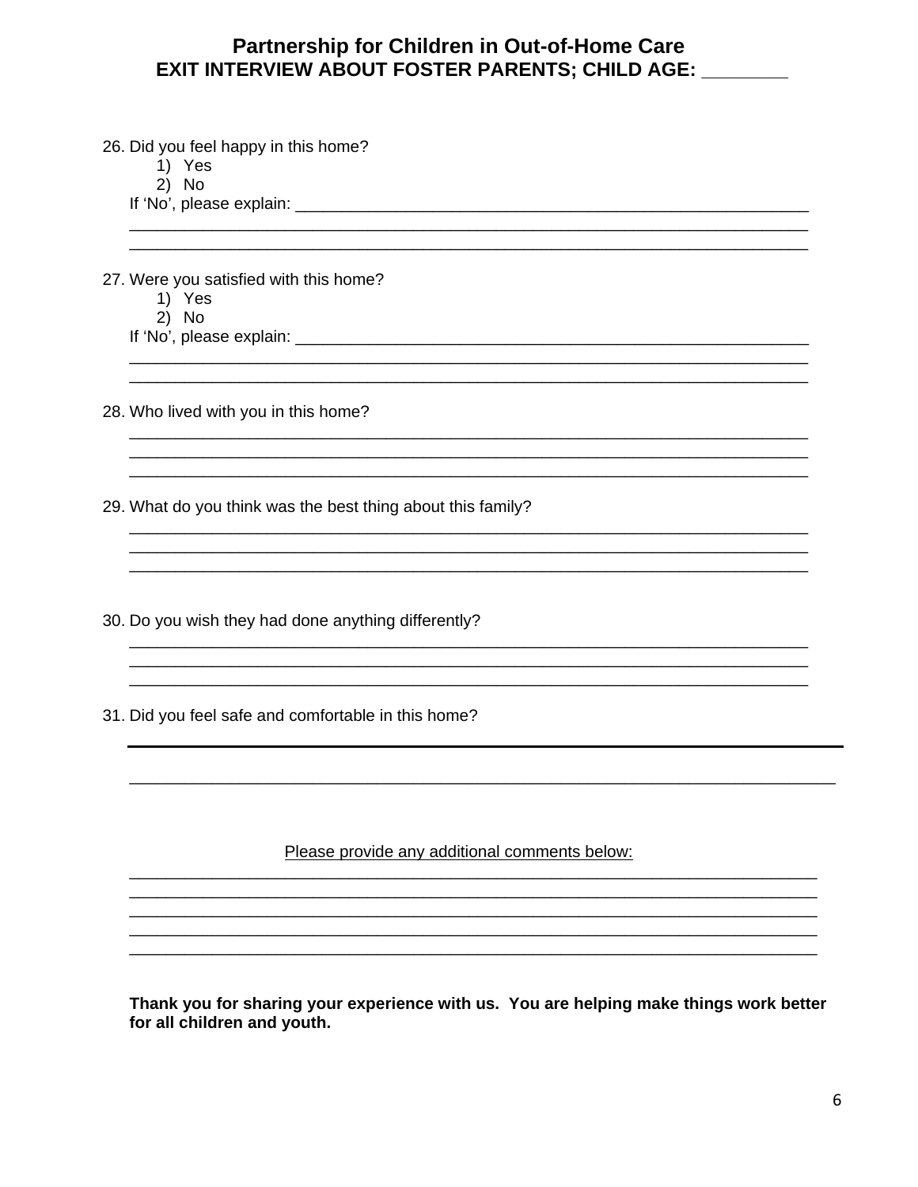# Partnership for Children in Out-of-Home Care
## EXIT INTERVIEW ABOUT FOSTER PARENTS; CHILD AGE: ________

26. Did you feel happy in this home?
    1) Yes
    2) No

    If 'No', please explain: ____________________________________________________________
    ____________________________________________________________________________
    ____________________________________________________________________________

27. Were you satisfied with this home?
    1) Yes
    2) No

    If 'No', please explain: ____________________________________________________________
    ____________________________________________________________________________
    ____________________________________________________________________________

28. Who lived with you in this home?
    ____________________________________________________________________________
    ____________________________________________________________________________
    ____________________________________________________________________________

29. What do you think was the best thing about this family?
    ____________________________________________________________________________
    ____________________________________________________________________________
    ____________________________________________________________________________

30. Do you wish they had done anything differently?
    ____________________________________________________________________________
    ____________________________________________________________________________
    ____________________________________________________________________________

31. Did you feel safe and comfortable in this home?
    ____________________________________________________________________________
    ____________________________________________________________________________

Please provide any additional comments below:

____________________________________________________________________________
____________________________________________________________________________
____________________________________________________________________________
____________________________________________________________________________
____________________________________________________________________________

**Thank you for sharing your experience with us. You are helping make things work better for all children and youth.**